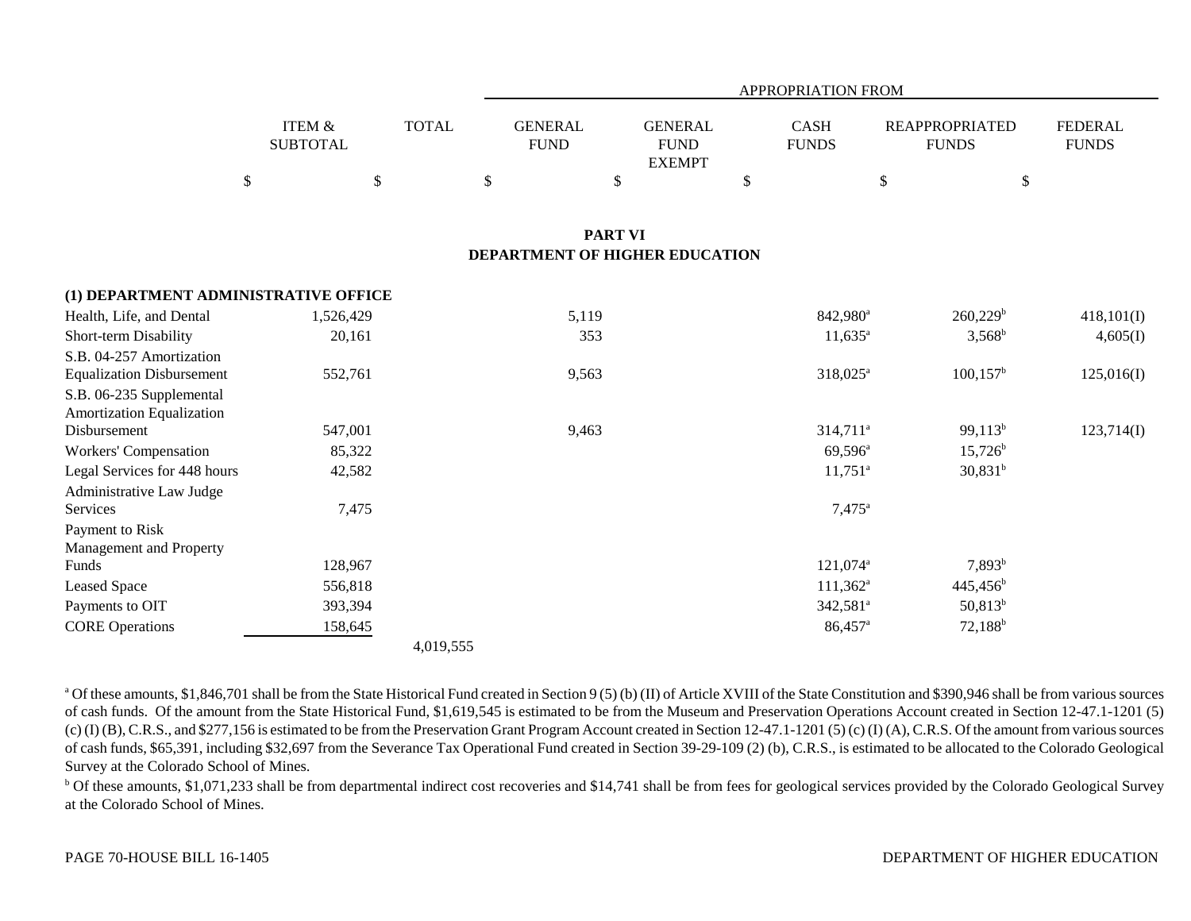| | ITEM & SUBTOTAL | TOTAL | APPROPRIATION FROM GENERAL FUND | GENERAL FUND EXEMPT | CASH FUNDS | REAPPROPRIATED FUNDS | FEDERAL FUNDS |
|---|---|---|---|---|---|---|---|
| | $ | $ | $ | $ | $ | $ | $ |

## PART VI
## DEPARTMENT OF HIGHER EDUCATION

| | ITEM & SUBTOTAL | TOTAL | GENERAL FUND | GENERAL FUND EXEMPT | CASH FUNDS | REAPPROPRIATED FUNDS | FEDERAL FUNDS |
|---|---|---|---|---|---|---|---|
| **(1) DEPARTMENT ADMINISTRATIVE OFFICE** | | | | | | | |
| Health, Life, and Dental | 1,526,429 | | 5,119 | | 842,980[a] | 260,229[b] | 418,101(I) |
| Short-term Disability | 20,161 | | 353 | | 11,635[a] | 3,568[b] | 4,605(I) |
| S.B. 04-257 Amortization Equalization Disbursement | 552,761 | | 9,563 | | 318,025[a] | 100,157[b] | 125,016(I) |
| S.B. 06-235 Supplemental Amortization Equalization Disbursement | 547,001 | | 9,463 | | 314,711[a] | 99,113[b] | 123,714(I) |
| Workers' Compensation | 85,322 | | | | 69,596[a] | 15,726[b] | |
| Legal Services for 448 hours | 42,582 | | | | 11,751[a] | 30,831[b] | |
| Administrative Law Judge Services | 7,475 | | | | 7,475[a] | | |
| Payment to Risk Management and Property Funds | 128,967 | | | | 121,074[a] | 7,893[b] | |
| Leased Space | 556,818 | | | | 111,362[a] | 445,456[b] | |
| Payments to OIT | 393,394 | | | | 342,581[a] | 50,813[b] | |
| CORE Operations | 158,645 | | | | 86,457[a] | 72,188[b] | |
| | | 4,019,555 | | | | | |

[a] Of these amounts, $1,846,701 shall be from the State Historical Fund created in Section 9 (5) (b) (II) of Article XVIII of the State Constitution and $390,946 shall be from various sources of cash funds. Of the amount from the State Historical Fund, $1,619,545 is estimated to be from the Museum and Preservation Operations Account created in Section 12-47.1-1201 (5) (c) (I) (B), C.R.S., and $277,156 is estimated to be from the Preservation Grant Program Account created in Section 12-47.1-1201 (5) (c) (I) (A), C.R.S. Of the amount from various sources of cash funds, $65,391, including $32,697 from the Severance Tax Operational Fund created in Section 39-29-109 (2) (b), C.R.S., is estimated to be allocated to the Colorado Geological Survey at the Colorado School of Mines.

[b] Of these amounts, $1,071,233 shall be from departmental indirect cost recoveries and $14,741 shall be from fees for geological services provided by the Colorado Geological Survey at the Colorado School of Mines.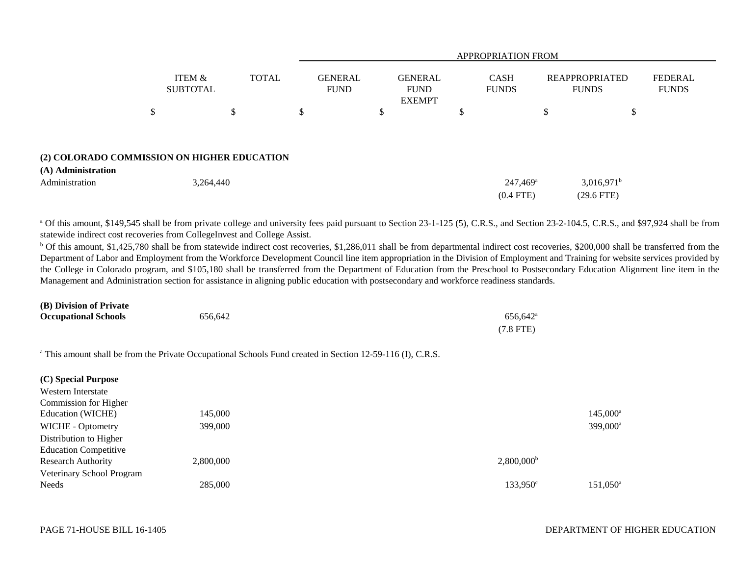| | ITEM & SUBTOTAL | TOTAL | APPROPRIATION FROM GENERAL FUND | GENERAL FUND EXEMPT | CASH FUNDS | REAPPROPRIATED FUNDS | FEDERAL FUNDS |
|---|---|---|---|---|---|---|---|
| | $ | $ | $ | $ | $ | $ | $ |

**(2) COLORADO COMMISSION ON HIGHER EDUCATION**

**(A) Administration**

| | ITEM & SUBTOTAL | TOTAL | GENERAL FUND | GENERAL FUND EXEMPT | CASH FUNDS | REAPPROPRIATED FUNDS | FEDERAL FUNDS |
|---|---|---|---|---|---|---|---|
| Administration | 3,264,440 | | | | 247,469[a] | 3,016,971[b] | |
| | | | | | (0.4 FTE) | (29.6 FTE) | |

[a] Of this amount, $149,545 shall be from private college and university fees paid pursuant to Section 23-1-125 (5), C.R.S., and Section 23-2-104.5, C.R.S., and $97,924 shall be from statewide indirect cost recoveries from CollegeInvest and College Assist.

[b] Of this amount, $1,425,780 shall be from statewide indirect cost recoveries, $1,286,011 shall be from departmental indirect cost recoveries, $200,000 shall be transferred from the Department of Labor and Employment from the Workforce Development Council line item appropriation in the Division of Employment and Training for website services provided by the College in Colorado program, and $105,180 shall be transferred from the Department of Education from the Preschool to Postsecondary Education Alignment line item in the Management and Administration section for assistance in aligning public education with postsecondary and workforce readiness standards.

| | ITEM & SUBTOTAL | TOTAL | GENERAL FUND | GENERAL FUND EXEMPT | CASH FUNDS | REAPPROPRIATED FUNDS | FEDERAL FUNDS |
|---|---|---|---|---|---|---|---|
| **(B) Division of Private Occupational Schools** | 656,642 | | | | 656,642[a] | | |
| | | | | | (7.8 FTE) | | |

[a] This amount shall be from the Private Occupational Schools Fund created in Section 12-59-116 (I), C.R.S.

**(C) Special Purpose**

| | ITEM & SUBTOTAL | TOTAL | GENERAL FUND | GENERAL FUND EXEMPT | CASH FUNDS | REAPPROPRIATED FUNDS | FEDERAL FUNDS |
|---|---|---|---|---|---|---|---|
| Western Interstate Commission for Higher Education (WICHE) | 145,000 | | | | | 145,000[a] | |
| WICHE - Optometry | 399,000 | | | | | 399,000[a] | |
| Distribution to Higher Education Competitive Research Authority | 2,800,000 | | | | 2,800,000[b] | | |
| Veterinary School Program Needs | 285,000 | | | | 133,950[c] | 151,050[a] | |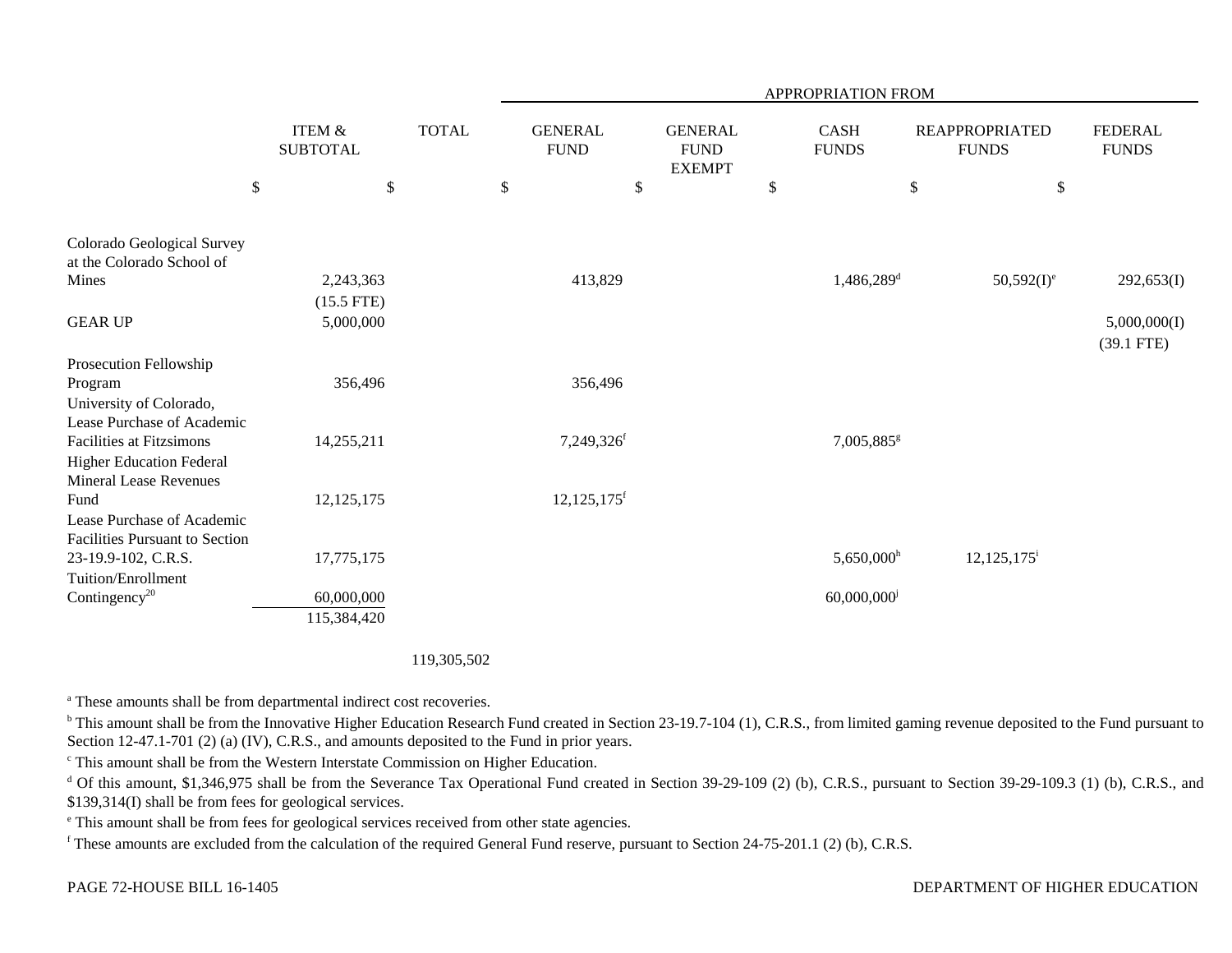| | ITEM & SUBTOTAL | TOTAL | APPROPRIATION FROM GENERAL FUND | GENERAL FUND EXEMPT | CASH FUNDS | REAPPROPRIATED FUNDS | FEDERAL FUNDS |
|---|---|---|---|---|---|---|---|
| | $ | $ | $ | $ | $ | $ | $ |
| Colorado Geological Survey at the Colorado School of Mines | 2,243,363 (15.5 FTE) | | 413,829 | | 1,486,289[d] | 50,592(I)[e] | 292,653(I) |
| GEAR UP | 5,000,000 | | | | | | 5,000,000(I) (39.1 FTE) |
| Prosecution Fellowship Program | 356,496 | | 356,496 | | | | |
| University of Colorado, Lease Purchase of Academic Facilities at Fitzsimons | 14,255,211 | | 7,249,326[f] | | 7,005,885[g] | | |
| Higher Education Federal Mineral Lease Revenues Fund | 12,125,175 | | 12,125,175[f] | | | | |
| Lease Purchase of Academic Facilities Pursuant to Section 23-19.9-102, C.R.S. | 17,775,175 | | | | 5,650,000[h] | 12,125,175[i] | |
| Tuition/Enrollment Contingency[20] | 60,000,000 | | | | 60,000,000[j] | | |
| | 115,384,420 | | | | | | |
| | | 119,305,502 | | | | | |

[a] These amounts shall be from departmental indirect cost recoveries.

[b] This amount shall be from the Innovative Higher Education Research Fund created in Section 23-19.7-104 (1), C.R.S., from limited gaming revenue deposited to the Fund pursuant to Section 12-47.1-701 (2) (a) (IV), C.R.S., and amounts deposited to the Fund in prior years.

[c] This amount shall be from the Western Interstate Commission on Higher Education.

[d] Of this amount, $1,346,975 shall be from the Severance Tax Operational Fund created in Section 39-29-109 (2) (b), C.R.S., pursuant to Section 39-29-109.3 (1) (b), C.R.S., and $139,314(I) shall be from fees for geological services.

[e] This amount shall be from fees for geological services received from other state agencies.

[f] These amounts are excluded from the calculation of the required General Fund reserve, pursuant to Section 24-75-201.1 (2) (b), C.R.S.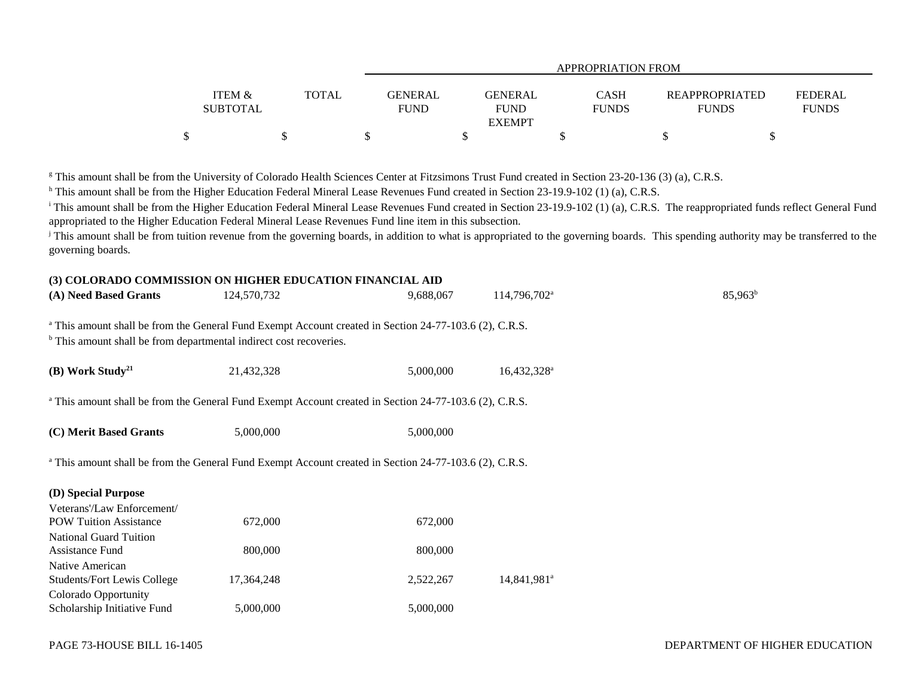| | ITEM & SUBTOTAL | TOTAL | GENERAL FUND | GENERAL FUND EXEMPT | CASH FUNDS | REAPPROPRIATED FUNDS | FEDERAL FUNDS |
|---|---|---|---|---|---|---|---|
| | | | APPROPRIATION FROM | | | | |
| | $ | $ | $ | $ | $ | $ | $ |

[g] This amount shall be from the University of Colorado Health Sciences Center at Fitzsimons Trust Fund created in Section 23-20-136 (3) (a), C.R.S.

[h] This amount shall be from the Higher Education Federal Mineral Lease Revenues Fund created in Section 23-19.9-102 (1) (a), C.R.S.

[i] This amount shall be from the Higher Education Federal Mineral Lease Revenues Fund created in Section 23-19.9-102 (1) (a), C.R.S. The reappropriated funds reflect General Fund appropriated to the Higher Education Federal Mineral Lease Revenues Fund line item in this subsection.

[j] This amount shall be from tuition revenue from the governing boards, in addition to what is appropriated to the governing boards. This spending authority may be transferred to the governing boards.

**(3) COLORADO COMMISSION ON HIGHER EDUCATION FINANCIAL AID**

| | ITEM & SUBTOTAL | TOTAL | GENERAL FUND | GENERAL FUND EXEMPT | CASH FUNDS | REAPPROPRIATED FUNDS | FEDERAL FUNDS |
|---|---|---|---|---|---|---|---|
| **(A) Need Based Grants** | 124,570,732 | | 9,688,067 | 114,796,702[a] | | 85,963[b] | |

[a] This amount shall be from the General Fund Exempt Account created in Section 24-77-103.6 (2), C.R.S.

[b] This amount shall be from departmental indirect cost recoveries.

| | ITEM & SUBTOTAL | TOTAL | GENERAL FUND | GENERAL FUND EXEMPT | CASH FUNDS | REAPPROPRIATED FUNDS | FEDERAL FUNDS |
|---|---|---|---|---|---|---|---|
| **(B) Work Study**[21] | 21,432,328 | | 5,000,000 | 16,432,328[a] | | | |

[a] This amount shall be from the General Fund Exempt Account created in Section 24-77-103.6 (2), C.R.S.

| | ITEM & SUBTOTAL | TOTAL | GENERAL FUND | GENERAL FUND EXEMPT | CASH FUNDS | REAPPROPRIATED FUNDS | FEDERAL FUNDS |
|---|---|---|---|---|---|---|---|
| **(C) Merit Based Grants** | 5,000,000 | | 5,000,000 | | | | |

[a] This amount shall be from the General Fund Exempt Account created in Section 24-77-103.6 (2), C.R.S.

**(D) Special Purpose**

| | ITEM & SUBTOTAL | TOTAL | GENERAL FUND | GENERAL FUND EXEMPT | CASH FUNDS | REAPPROPRIATED FUNDS | FEDERAL FUNDS |
|---|---|---|---|---|---|---|---|
| Veterans'/Law Enforcement/ POW Tuition Assistance | 672,000 | | 672,000 | | | | |
| National Guard Tuition Assistance Fund | 800,000 | | 800,000 | | | | |
| Native American Students/Fort Lewis College | 17,364,248 | | 2,522,267 | 14,841,981[a] | | | |
| Colorado Opportunity Scholarship Initiative Fund | 5,000,000 | | 5,000,000 | | | | |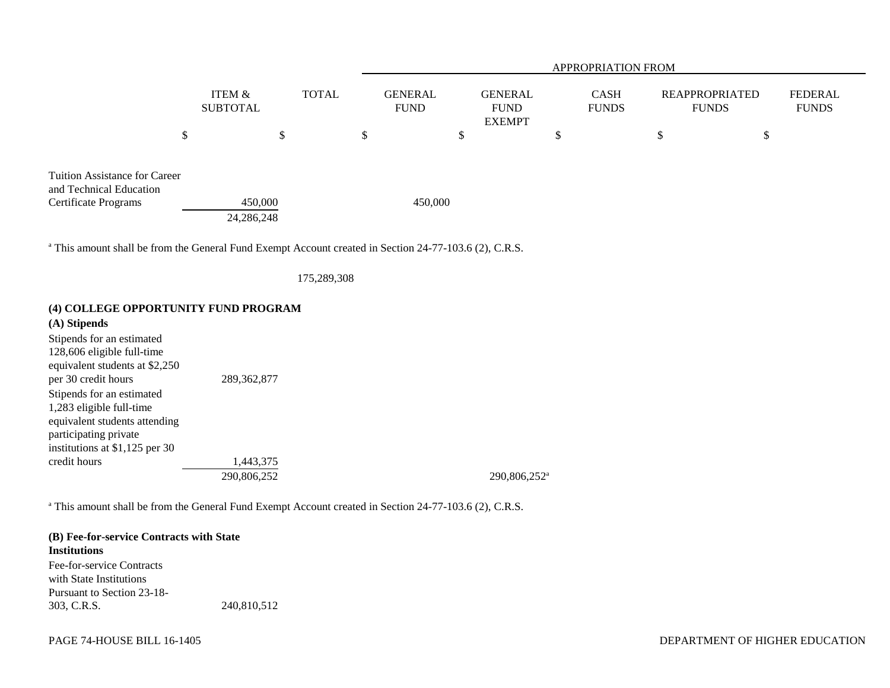| | ITEM & SUBTOTAL | TOTAL | APPROPRIATION FROM GENERAL FUND | GENERAL FUND EXEMPT | CASH FUNDS | REAPPROPRIATED FUNDS | FEDERAL FUNDS |
|---|---|---|---|---|---|---|---|
| | $ | $ | $ | $ | $ | $ | $ |
| Tuition Assistance for Career and Technical Education Certificate Programs | 450,000 | | 450,000 | | | | |
| | 24,286,248 | | | | | | |

[a] This amount shall be from the General Fund Exempt Account created in Section 24-77-103.6 (2), C.R.S.

| | ITEM & SUBTOTAL | TOTAL | GENERAL FUND | GENERAL FUND EXEMPT | CASH FUNDS | REAPPROPRIATED FUNDS | FEDERAL FUNDS |
|---|---|---|---|---|---|---|---|
| | | 175,289,308 | | | | | |

**(4) COLLEGE OPPORTUNITY FUND PROGRAM**

**(A) Stipends**

| | ITEM & SUBTOTAL | TOTAL | GENERAL FUND | GENERAL FUND EXEMPT | CASH FUNDS | REAPPROPRIATED FUNDS | FEDERAL FUNDS |
|---|---|---|---|---|---|---|---|
| Stipends for an estimated 128,606 eligible full-time equivalent students at $2,250 per 30 credit hours | 289,362,877 | | | | | | |
| Stipends for an estimated 1,283 eligible full-time equivalent students attending participating private institutions at $1,125 per 30 credit hours | 1,443,375 | | | | | | |
| | 290,806,252 | | | 290,806,252[a] | | | |

[a] This amount shall be from the General Fund Exempt Account created in Section 24-77-103.6 (2), C.R.S.

**(B) Fee-for-service Contracts with State Institutions**

| | ITEM & SUBTOTAL | TOTAL | GENERAL FUND | GENERAL FUND EXEMPT | CASH FUNDS | REAPPROPRIATED FUNDS | FEDERAL FUNDS |
|---|---|---|---|---|---|---|---|
| Fee-for-service Contracts with State Institutions Pursuant to Section 23-18-303, C.R.S. | 240,810,512 | | | | | | |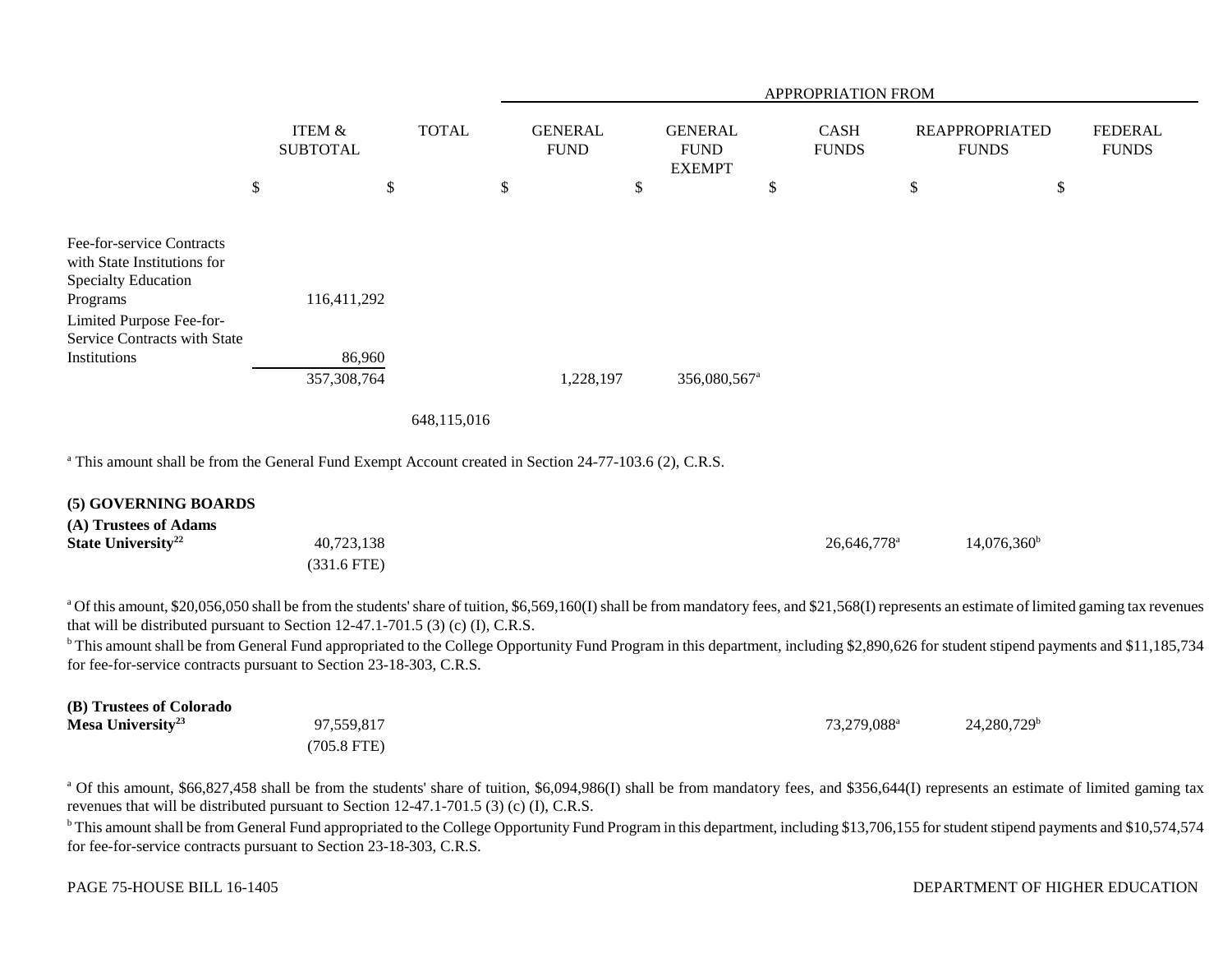| | ITEM & SUBTOTAL | TOTAL | APPROPRIATION FROM GENERAL FUND | GENERAL FUND EXEMPT | CASH FUNDS | REAPPROPRIATED FUNDS | FEDERAL FUNDS |
|---|---|---|---|---|---|---|---|
| | $ | $ | $ | $ | $ | $ | $ |
| Fee-for-service Contracts with State Institutions for Specialty Education Programs | 116,411,292 | | | | | | |
| Limited Purpose Fee-for-Service Contracts with State Institutions | 86,960 | | | | | | |
| | 357,308,764 | | 1,228,197 | 356,080,567[a] | | | |
| | | 648,115,016 | | | | | |

[a] This amount shall be from the General Fund Exempt Account created in Section 24-77-103.6 (2), C.R.S.

**(5) GOVERNING BOARDS**

| | ITEM & SUBTOTAL | TOTAL | GENERAL FUND | GENERAL FUND EXEMPT | CASH FUNDS | REAPPROPRIATED FUNDS | FEDERAL FUNDS |
|---|---|---|---|---|---|---|---|
| **(A) Trustees of Adams State University[22]** | 40,723,138 | | | | 26,646,778[a] | 14,076,360[b] | |
| | (331.6 FTE) | | | | | | |

[a] Of this amount, $20,056,050 shall be from the students' share of tuition, $6,569,160(I) shall be from mandatory fees, and $21,568(I) represents an estimate of limited gaming tax revenues that will be distributed pursuant to Section 12-47.1-701.5 (3) (c) (I), C.R.S.

[b] This amount shall be from General Fund appropriated to the College Opportunity Fund Program in this department, including $2,890,626 for student stipend payments and $11,185,734 for fee-for-service contracts pursuant to Section 23-18-303, C.R.S.

| | ITEM & SUBTOTAL | TOTAL | GENERAL FUND | GENERAL FUND EXEMPT | CASH FUNDS | REAPPROPRIATED FUNDS | FEDERAL FUNDS |
|---|---|---|---|---|---|---|---|
| **(B) Trustees of Colorado Mesa University[23]** | 97,559,817 | | | | 73,279,088[a] | 24,280,729[b] | |
| | (705.8 FTE) | | | | | | |

[a] Of this amount, $66,827,458 shall be from the students' share of tuition, $6,094,986(I) shall be from mandatory fees, and $356,644(I) represents an estimate of limited gaming tax revenues that will be distributed pursuant to Section 12-47.1-701.5 (3) (c) (I), C.R.S.

[b] This amount shall be from General Fund appropriated to the College Opportunity Fund Program in this department, including $13,706,155 for student stipend payments and $10,574,574 for fee-for-service contracts pursuant to Section 23-18-303, C.R.S.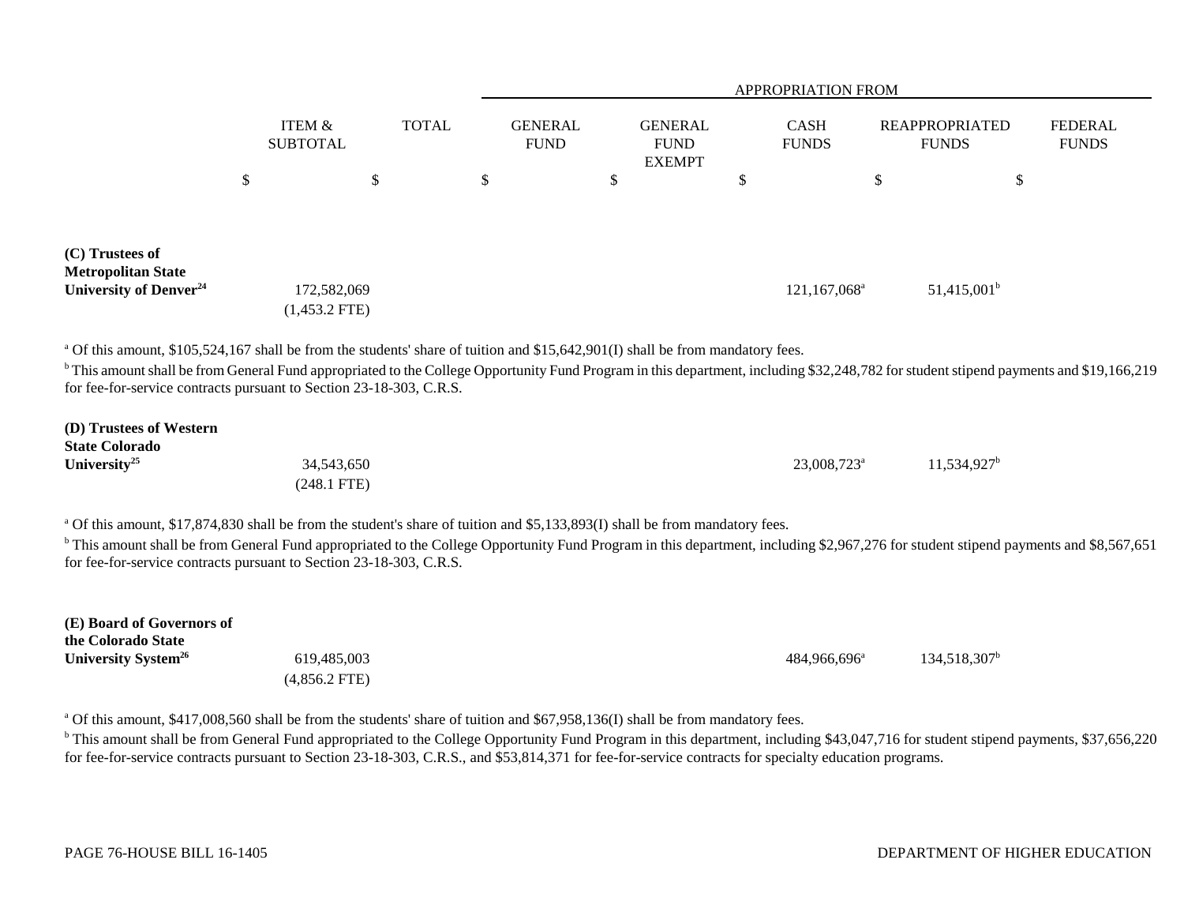| | ITEM & SUBTOTAL | TOTAL | APPROPRIATION FROM GENERAL FUND | GENERAL FUND EXEMPT | CASH FUNDS | REAPPROPRIATED FUNDS | FEDERAL FUNDS |
|---|---|---|---|---|---|---|---|
| | $ | $ | $ | $ | $ | $ | $ |
| **(C) Trustees of Metropolitan State University of Denver**[24] | 172,582,069 | | | | 121,167,068[a] | 51,415,001[b] | |
| | (1,453.2 FTE) | | | | | | |

[a] Of this amount, $105,524,167 shall be from the students' share of tuition and $15,642,901(I) shall be from mandatory fees.

[b] This amount shall be from General Fund appropriated to the College Opportunity Fund Program in this department, including $32,248,782 for student stipend payments and $19,166,219 for fee-for-service contracts pursuant to Section 23-18-303, C.R.S.

| | ITEM & SUBTOTAL | TOTAL | GENERAL FUND | GENERAL FUND EXEMPT | CASH FUNDS | REAPPROPRIATED FUNDS | FEDERAL FUNDS |
|---|---|---|---|---|---|---|---|
| **(D) Trustees of Western State Colorado University**[25] | 34,543,650 | | | | 23,008,723[a] | 11,534,927[b] | |
| | (248.1 FTE) | | | | | | |

[a] Of this amount, $17,874,830 shall be from the student's share of tuition and $5,133,893(I) shall be from mandatory fees.

[b] This amount shall be from General Fund appropriated to the College Opportunity Fund Program in this department, including $2,967,276 for student stipend payments and $8,567,651 for fee-for-service contracts pursuant to Section 23-18-303, C.R.S.

| | ITEM & SUBTOTAL | TOTAL | GENERAL FUND | GENERAL FUND EXEMPT | CASH FUNDS | REAPPROPRIATED FUNDS | FEDERAL FUNDS |
|---|---|---|---|---|---|---|---|
| **(E) Board of Governors of the Colorado State University System**[26] | 619,485,003 | | | | 484,966,696[a] | 134,518,307[b] | |
| | (4,856.2 FTE) | | | | | | |

[a] Of this amount, $417,008,560 shall be from the students' share of tuition and $67,958,136(I) shall be from mandatory fees.

[b] This amount shall be from General Fund appropriated to the College Opportunity Fund Program in this department, including $43,047,716 for student stipend payments, $37,656,220 for fee-for-service contracts pursuant to Section 23-18-303, C.R.S., and $53,814,371 for fee-for-service contracts for specialty education programs.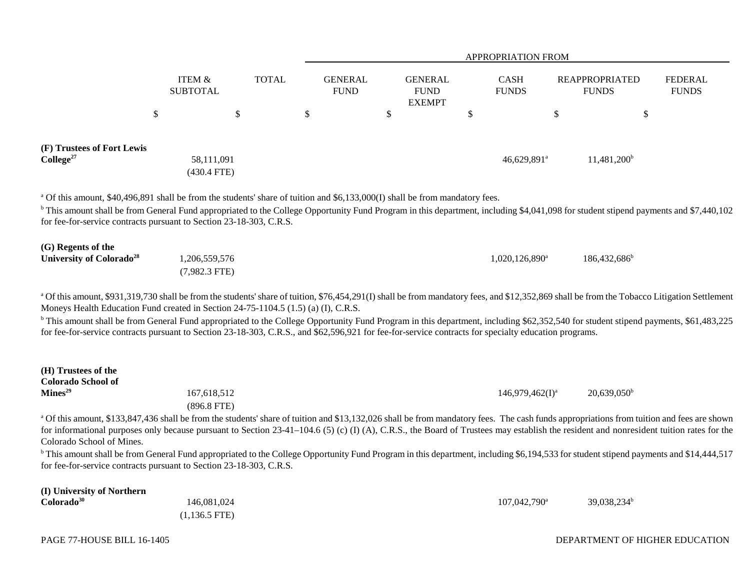| | ITEM & SUBTOTAL | TOTAL | APPROPRIATION FROM GENERAL FUND | GENERAL FUND EXEMPT | CASH FUNDS | REAPPROPRIATED FUNDS | FEDERAL FUNDS |
|---|---|---|---|---|---|---|---|
| | $ | $ | $ | $ | $ | $ | $ |
| **(F) Trustees of Fort Lewis College**[27] | 58,111,091 (430.4 FTE) | | | | 46,629,891[a] | 11,481,200[b] | |

[a] Of this amount, $40,496,891 shall be from the students' share of tuition and $6,133,000(I) shall be from mandatory fees.

[b] This amount shall be from General Fund appropriated to the College Opportunity Fund Program in this department, including $4,041,098 for student stipend payments and $7,440,102 for fee-for-service contracts pursuant to Section 23-18-303, C.R.S.

| | ITEM & SUBTOTAL | TOTAL | GENERAL FUND | GENERAL FUND EXEMPT | CASH FUNDS | REAPPROPRIATED FUNDS | FEDERAL FUNDS |
|---|---|---|---|---|---|---|---|
| **(G) Regents of the University of Colorado**[28] | 1,206,559,576 (7,982.3 FTE) | | | | 1,020,126,890[a] | 186,432,686[b] | |

[a] Of this amount, $931,319,730 shall be from the students' share of tuition, $76,454,291(I) shall be from mandatory fees, and $12,352,869 shall be from the Tobacco Litigation Settlement Moneys Health Education Fund created in Section 24-75-1104.5 (1.5) (a) (I), C.R.S.

[b] This amount shall be from General Fund appropriated to the College Opportunity Fund Program in this department, including $62,352,540 for student stipend payments, $61,483,225 for fee-for-service contracts pursuant to Section 23-18-303, C.R.S., and $62,596,921 for fee-for-service contracts for specialty education programs.

| | ITEM & SUBTOTAL | TOTAL | GENERAL FUND | GENERAL FUND EXEMPT | CASH FUNDS | REAPPROPRIATED FUNDS | FEDERAL FUNDS |
|---|---|---|---|---|---|---|---|
| **(H) Trustees of the Colorado School of Mines**[29] | 167,618,512 (896.8 FTE) | | | | 146,979,462(I)[a] | 20,639,050[b] | |

[a] Of this amount, $133,847,436 shall be from the students' share of tuition and $13,132,026 shall be from mandatory fees. The cash funds appropriations from tuition and fees are shown for informational purposes only because pursuant to Section 23-41–104.6 (5) (c) (I) (A), C.R.S., the Board of Trustees may establish the resident and nonresident tuition rates for the Colorado School of Mines.

[b] This amount shall be from General Fund appropriated to the College Opportunity Fund Program in this department, including $6,194,533 for student stipend payments and $14,444,517 for fee-for-service contracts pursuant to Section 23-18-303, C.R.S.

| | ITEM & SUBTOTAL | TOTAL | GENERAL FUND | GENERAL FUND EXEMPT | CASH FUNDS | REAPPROPRIATED FUNDS | FEDERAL FUNDS |
|---|---|---|---|---|---|---|---|
| **(I) University of Northern Colorado**[30] | 146,081,024 (1,136.5 FTE) | | | | 107,042,790[a] | 39,038,234[b] | |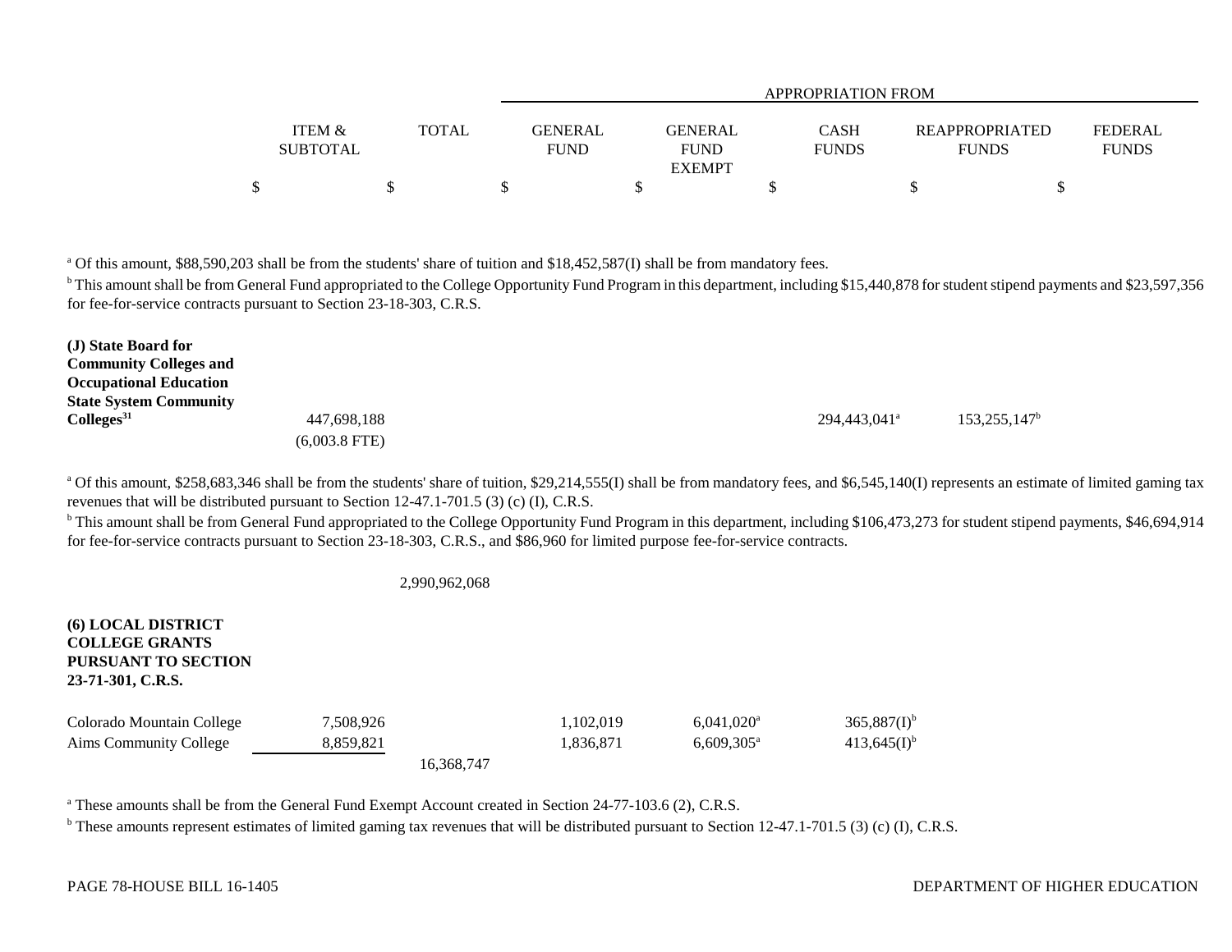| | ITEM & SUBTOTAL | TOTAL | GENERAL FUND | GENERAL FUND EXEMPT | CASH FUNDS | REAPPROPRIATED FUNDS | FEDERAL FUNDS |
|---|---|---|---|---|---|---|---|
| | | | APPROPRIATION FROM | | | | |
| | $ | $ | $ | $ | $ | $ | $ |

[a] Of this amount, $88,590,203 shall be from the students' share of tuition and $18,452,587(I) shall be from mandatory fees.

[b] This amount shall be from General Fund appropriated to the College Opportunity Fund Program in this department, including $15,440,878 for student stipend payments and $23,597,356 for fee-for-service contracts pursuant to Section 23-18-303, C.R.S.

| | ITEM & SUBTOTAL | TOTAL | GENERAL FUND | GENERAL FUND EXEMPT | CASH FUNDS | REAPPROPRIATED FUNDS | FEDERAL FUNDS |
|---|---|---|---|---|---|---|---|
| **(J) State Board for Community Colleges and Occupational Education State System Community Colleges[31]** | 447,698,188 (6,003.8 FTE) | | | | 294,443,041[a] | 153,255,147[b] | |

[a] Of this amount, $258,683,346 shall be from the students' share of tuition, $29,214,555(I) shall be from mandatory fees, and $6,545,140(I) represents an estimate of limited gaming tax revenues that will be distributed pursuant to Section 12-47.1-701.5 (3) (c) (I), C.R.S.

[b] This amount shall be from General Fund appropriated to the College Opportunity Fund Program in this department, including $106,473,273 for student stipend payments, $46,694,914 for fee-for-service contracts pursuant to Section 23-18-303, C.R.S., and $86,960 for limited purpose fee-for-service contracts.

| | ITEM & SUBTOTAL | TOTAL | GENERAL FUND | GENERAL FUND EXEMPT | CASH FUNDS | REAPPROPRIATED FUNDS | FEDERAL FUNDS |
|---|---|---|---|---|---|---|---|
| | | 2,990,962,068 | | | | | |
| **(6) LOCAL DISTRICT COLLEGE GRANTS PURSUANT TO SECTION 23-71-301, C.R.S.** | | | | | | | |
| Colorado Mountain College | 7,508,926 | | 1,102,019 | 6,041,020[a] | 365,887(I)[b] | | |
| Aims Community College | 8,859,821 | | 1,836,871 | 6,609,305[a] | 413,645(I)[b] | | |
| | | 16,368,747 | | | | | |

[a] These amounts shall be from the General Fund Exempt Account created in Section 24-77-103.6 (2), C.R.S.

[b] These amounts represent estimates of limited gaming tax revenues that will be distributed pursuant to Section 12-47.1-701.5 (3) (c) (I), C.R.S.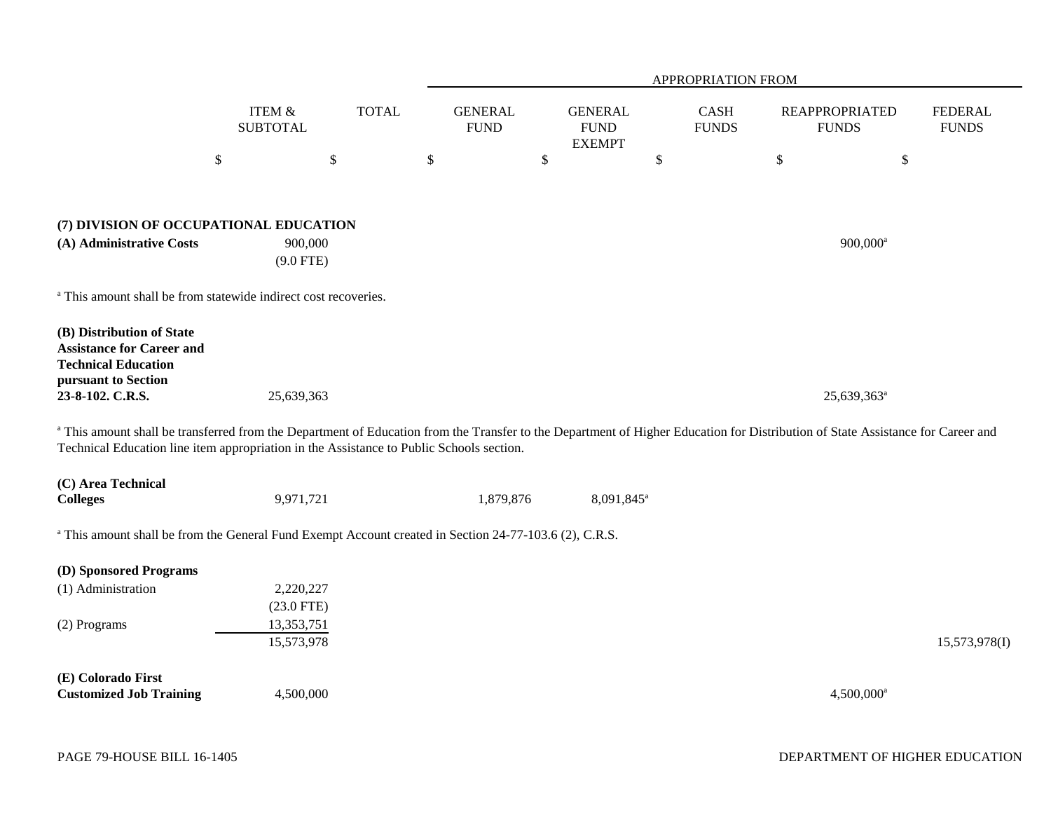| | ITEM & SUBTOTAL | TOTAL | APPROPRIATION FROM GENERAL FUND | GENERAL FUND EXEMPT | CASH FUNDS | REAPPROPRIATED FUNDS | FEDERAL FUNDS |
|---|---|---|---|---|---|---|---|
| | $ | $ | $ | $ | $ | $ | $ |
| **(7) DIVISION OF OCCUPATIONAL EDUCATION** | | | | | | | |
| **(A) Administrative Costs** | 900,000 | | | | | 900,000[a] | |
| | (9.0 FTE) | | | | | | |

[a] This amount shall be from statewide indirect cost recoveries.

| | ITEM & SUBTOTAL | TOTAL | GENERAL FUND | GENERAL FUND EXEMPT | CASH FUNDS | REAPPROPRIATED FUNDS | FEDERAL FUNDS |
|---|---|---|---|---|---|---|---|
| **(B) Distribution of State Assistance for Career and Technical Education pursuant to Section 23-8-102. C.R.S.** | 25,639,363 | | | | | 25,639,363[a] | |

[a] This amount shall be transferred from the Department of Education from the Transfer to the Department of Higher Education for Distribution of State Assistance for Career and Technical Education line item appropriation in the Assistance to Public Schools section.

| | ITEM & SUBTOTAL | TOTAL | GENERAL FUND | GENERAL FUND EXEMPT | CASH FUNDS | REAPPROPRIATED FUNDS | FEDERAL FUNDS |
|---|---|---|---|---|---|---|---|
| **(C) Area Technical Colleges** | 9,971,721 | | 1,879,876 | 8,091,845[a] | | | |

[a] This amount shall be from the General Fund Exempt Account created in Section 24-77-103.6 (2), C.R.S.

| | ITEM & SUBTOTAL | TOTAL | GENERAL FUND | GENERAL FUND EXEMPT | CASH FUNDS | REAPPROPRIATED FUNDS | FEDERAL FUNDS |
|---|---|---|---|---|---|---|---|
| **(D) Sponsored Programs** | | | | | | | |
| (1) Administration | 2,220,227 | | | | | | |
| | (23.0 FTE) | | | | | | |
| (2) Programs | 13,353,751 | | | | | | |
| | 15,573,978 | | | | | | 15,573,978(I) |
| **(E) Colorado First Customized Job Training** | 4,500,000 | | | | | 4,500,000[a] | |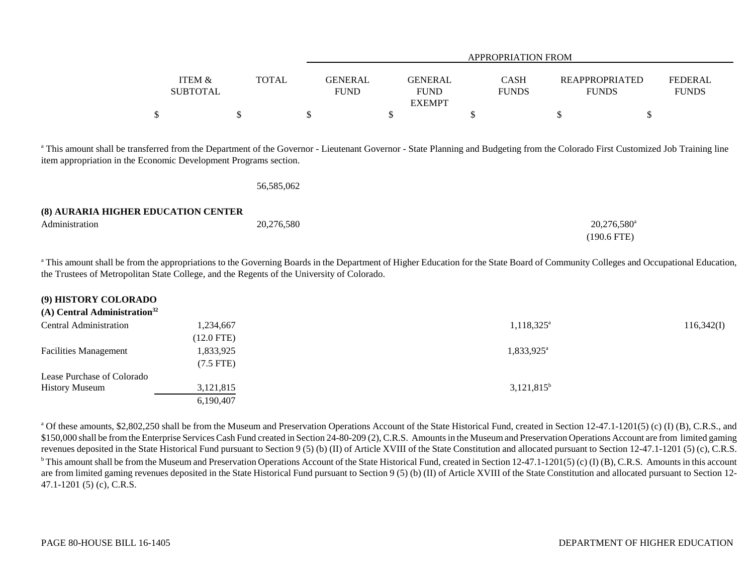| | ITEM & SUBTOTAL | TOTAL | GENERAL FUND | GENERAL FUND EXEMPT | CASH FUNDS | REAPPROPRIATED FUNDS | FEDERAL FUNDS |
|---|---|---|---|---|---|---|---|
| | | | APPROPRIATION FROM | | | | |
| | $ | $ | $ | $ | $ | $ | $ |

[a] This amount shall be transferred from the Department of the Governor - Lieutenant Governor - State Planning and Budgeting from the Colorado First Customized Job Training line item appropriation in the Economic Development Programs section.

| | ITEM & SUBTOTAL | TOTAL | GENERAL FUND | GENERAL FUND EXEMPT | CASH FUNDS | REAPPROPRIATED FUNDS | FEDERAL FUNDS |
|---|---|---|---|---|---|---|---|
| | | 56,585,062 | | | | | |
| **(8) AURARIA HIGHER EDUCATION CENTER** | | | | | | | |
| Administration | | 20,276,580 | | | | 20,276,580[a] (190.6 FTE) | |

[a] This amount shall be from the appropriations to the Governing Boards in the Department of Higher Education for the State Board of Community Colleges and Occupational Education, the Trustees of Metropolitan State College, and the Regents of the University of Colorado.

| | ITEM & SUBTOTAL | TOTAL | GENERAL FUND | GENERAL FUND EXEMPT | CASH FUNDS | REAPPROPRIATED FUNDS | FEDERAL FUNDS |
|---|---|---|---|---|---|---|---|
| **(9) HISTORY COLORADO** | | | | | | | |
| **(A) Central Administration[32]** | | | | | | | |
| Central Administration | 1,234,667 (12.0 FTE) | | | | 1,118,325[a] | | 116,342(I) |
| Facilities Management | 1,833,925 (7.5 FTE) | | | | 1,833,925[a] | | |
| Lease Purchase of Colorado History Museum | 3,121,815 | | | | 3,121,815[b] | | |
| | 6,190,407 | | | | | | |

[a] Of these amounts, $2,802,250 shall be from the Museum and Preservation Operations Account of the State Historical Fund, created in Section 12-47.1-1201(5) (c) (I) (B), C.R.S., and $150,000 shall be from the Enterprise Services Cash Fund created in Section 24-80-209 (2), C.R.S. Amounts in the Museum and Preservation Operations Account are from limited gaming revenues deposited in the State Historical Fund pursuant to Section 9 (5) (b) (II) of Article XVIII of the State Constitution and allocated pursuant to Section 12-47.1-1201 (5) (c), C.R.S.

[b] This amount shall be from the Museum and Preservation Operations Account of the State Historical Fund, created in Section 12-47.1-1201(5) (c) (I) (B), C.R.S. Amounts in this account are from limited gaming revenues deposited in the State Historical Fund pursuant to Section 9 (5) (b) (II) of Article XVIII of the State Constitution and allocated pursuant to Section 12-47.1-1201 (5) (c), C.R.S.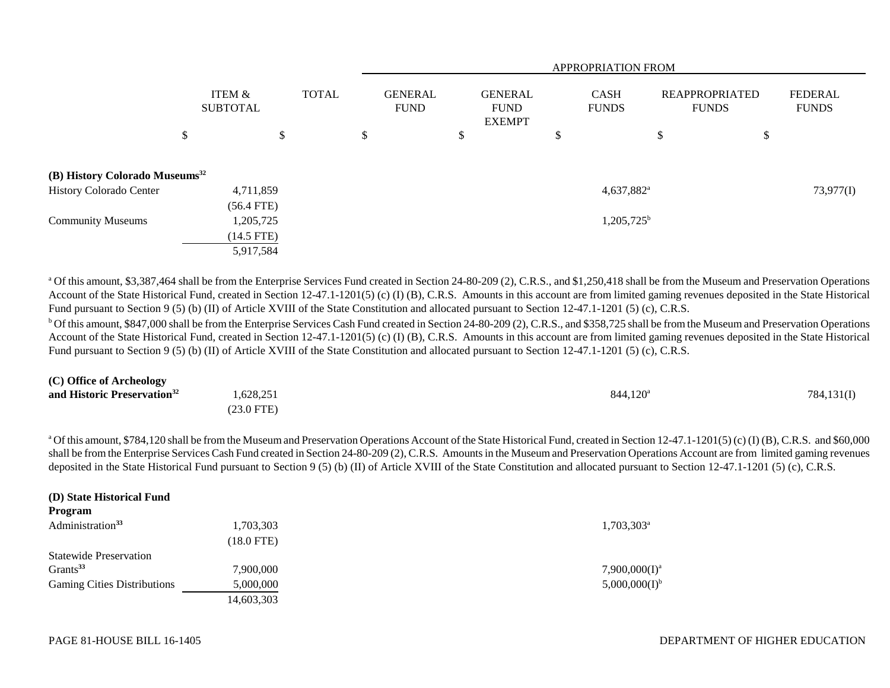| | ITEM & SUBTOTAL | TOTAL | GENERAL FUND | GENERAL FUND EXEMPT | CASH FUNDS | REAPPROPRIATED FUNDS | FEDERAL FUNDS |
|---|---|---|---|---|---|---|---|
| | | | APPROPRIATION FROM | | | | |
| | $ | $ | $ | $ | $ | $ | $ |
| **(B) History Colorado Museums[32]** | | | | | | | |
| History Colorado Center | 4,711,859 | | | | 4,637,882[a] | | 73,977(I) |
| | (56.4 FTE) | | | | | | |
| Community Museums | 1,205,725 | | | | 1,205,725[b] | | |
| | (14.5 FTE) | | | | | | |
| | 5,917,584 | | | | | | |

[a] Of this amount, $3,387,464 shall be from the Enterprise Services Fund created in Section 24-80-209 (2), C.R.S., and $1,250,418 shall be from the Museum and Preservation Operations Account of the State Historical Fund, created in Section 12-47.1-1201(5) (c) (I) (B), C.R.S. Amounts in this account are from limited gaming revenues deposited in the State Historical Fund pursuant to Section 9 (5) (b) (II) of Article XVIII of the State Constitution and allocated pursuant to Section 12-47.1-1201 (5) (c), C.R.S.

[b] Of this amount, $847,000 shall be from the Enterprise Services Cash Fund created in Section 24-80-209 (2), C.R.S., and $358,725 shall be from the Museum and Preservation Operations Account of the State Historical Fund, created in Section 12-47.1-1201(5) (c) (I) (B), C.R.S. Amounts in this account are from limited gaming revenues deposited in the State Historical Fund pursuant to Section 9 (5) (b) (II) of Article XVIII of the State Constitution and allocated pursuant to Section 12-47.1-1201 (5) (c), C.R.S.

| | ITEM & SUBTOTAL | TOTAL | GENERAL FUND | GENERAL FUND EXEMPT | CASH FUNDS | REAPPROPRIATED FUNDS | FEDERAL FUNDS |
|---|---|---|---|---|---|---|---|
| **(C) Office of Archeology and Historic Preservation[32]** | 1,628,251 | | | | 844,120[a] | | 784,131(I) |
| | (23.0 FTE) | | | | | | |

[a] Of this amount, $784,120 shall be from the Museum and Preservation Operations Account of the State Historical Fund, created in Section 12-47.1-1201(5) (c) (I) (B), C.R.S. and $60,000 shall be from the Enterprise Services Cash Fund created in Section 24-80-209 (2), C.R.S. Amounts in the Museum and Preservation Operations Account are from limited gaming revenues deposited in the State Historical Fund pursuant to Section 9 (5) (b) (II) of Article XVIII of the State Constitution and allocated pursuant to Section 12-47.1-1201 (5) (c), C.R.S.

| | ITEM & SUBTOTAL | TOTAL | GENERAL FUND | GENERAL FUND EXEMPT | CASH FUNDS | REAPPROPRIATED FUNDS | FEDERAL FUNDS |
|---|---|---|---|---|---|---|---|
| **(D) State Historical Fund Program** | | | | | | | |
| Administration[33] | 1,703,303 | | | | 1,703,303[a] | | |
| | (18.0 FTE) | | | | | | |
| Statewide Preservation Grants[33] | 7,900,000 | | | | 7,900,000(I)[a] | | |
| Gaming Cities Distributions | 5,000,000 | | | | 5,000,000(I)[b] | | |
| | 14,603,303 | | | | | | |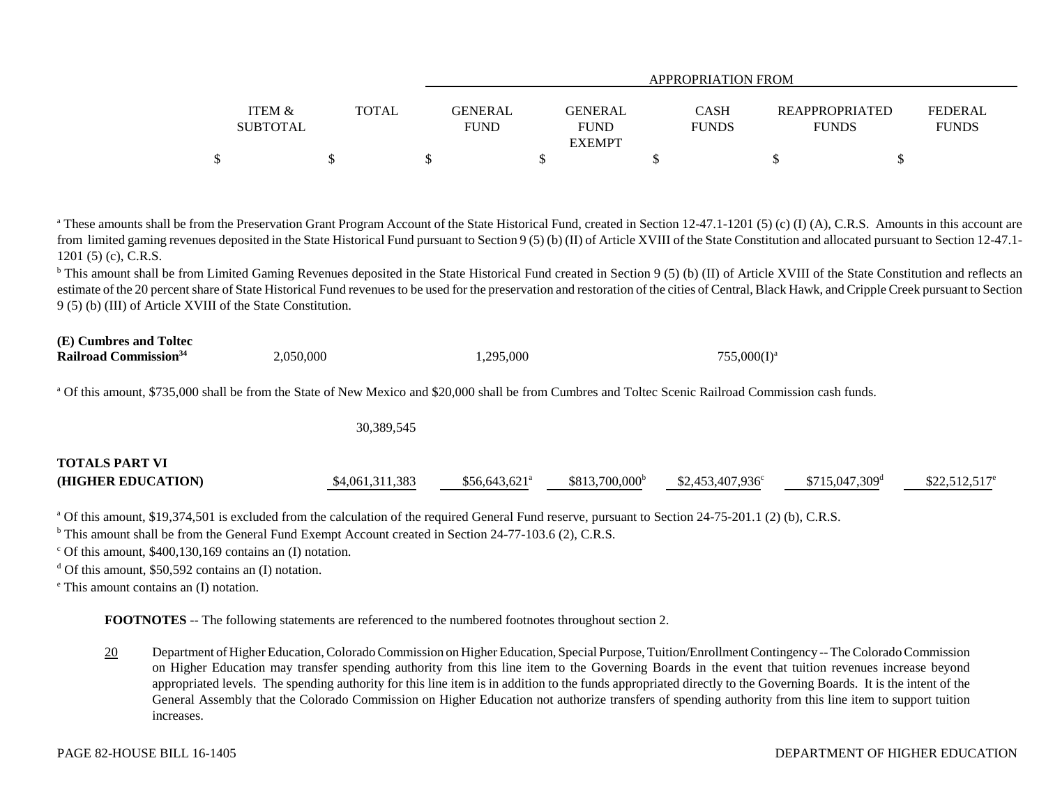| | ITEM & SUBTOTAL | TOTAL | APPROPRIATION FROM GENERAL FUND | GENERAL FUND EXEMPT | CASH FUNDS | REAPPROPRIATED FUNDS | FEDERAL FUNDS |
|---|---|---|---|---|---|---|---|
| | $ | $ | $ | $ | $ | $ | $ |

[a] These amounts shall be from the Preservation Grant Program Account of the State Historical Fund, created in Section 12-47.1-1201 (5) (c) (I) (A), C.R.S. Amounts in this account are from limited gaming revenues deposited in the State Historical Fund pursuant to Section 9 (5) (b) (II) of Article XVIII of the State Constitution and allocated pursuant to Section 12-47.1-1201 (5) (c), C.R.S.

[b] This amount shall be from Limited Gaming Revenues deposited in the State Historical Fund created in Section 9 (5) (b) (II) of Article XVIII of the State Constitution and reflects an estimate of the 20 percent share of State Historical Fund revenues to be used for the preservation and restoration of the cities of Central, Black Hawk, and Cripple Creek pursuant to Section 9 (5) (b) (III) of Article XVIII of the State Constitution.

| | ITEM & SUBTOTAL | TOTAL | GENERAL FUND | GENERAL FUND EXEMPT | CASH FUNDS | REAPPROPRIATED FUNDS | FEDERAL FUNDS |
|---|---|---|---|---|---|---|---|
| **(E) Cumbres and Toltec Railroad Commission[34]** | 2,050,000 | | 1,295,000 | | 755,000(I)[a] | | |

[a] Of this amount, $735,000 shall be from the State of New Mexico and $20,000 shall be from Cumbres and Toltec Scenic Railroad Commission cash funds.

| | ITEM & SUBTOTAL | TOTAL | GENERAL FUND | GENERAL FUND EXEMPT | CASH FUNDS | REAPPROPRIATED FUNDS | FEDERAL FUNDS |
|---|---|---|---|---|---|---|---|
| | | 30,389,545 | | | | | |
| **TOTALS PART VI (HIGHER EDUCATION)** | | $4,061,311,383 | $56,643,621[a] | $813,700,000[b] | $2,453,407,936[c] | $715,047,309[d] | $22,512,517[e] |

[a] Of this amount, $19,374,501 is excluded from the calculation of the required General Fund reserve, pursuant to Section 24-75-201.1 (2) (b), C.R.S.

[b] This amount shall be from the General Fund Exempt Account created in Section 24-77-103.6 (2), C.R.S.

[c] Of this amount, $400,130,169 contains an (I) notation.

[d] Of this amount, $50,592 contains an (I) notation.

[e] This amount contains an (I) notation.

**FOOTNOTES** -- The following statements are referenced to the numbered footnotes throughout section 2.

20 Department of Higher Education, Colorado Commission on Higher Education, Special Purpose, Tuition/Enrollment Contingency -- The Colorado Commission on Higher Education may transfer spending authority from this line item to the Governing Boards in the event that tuition revenues increase beyond appropriated levels. The spending authority for this line item is in addition to the funds appropriated directly to the Governing Boards. It is the intent of the General Assembly that the Colorado Commission on Higher Education not authorize transfers of spending authority from this line item to support tuition increases.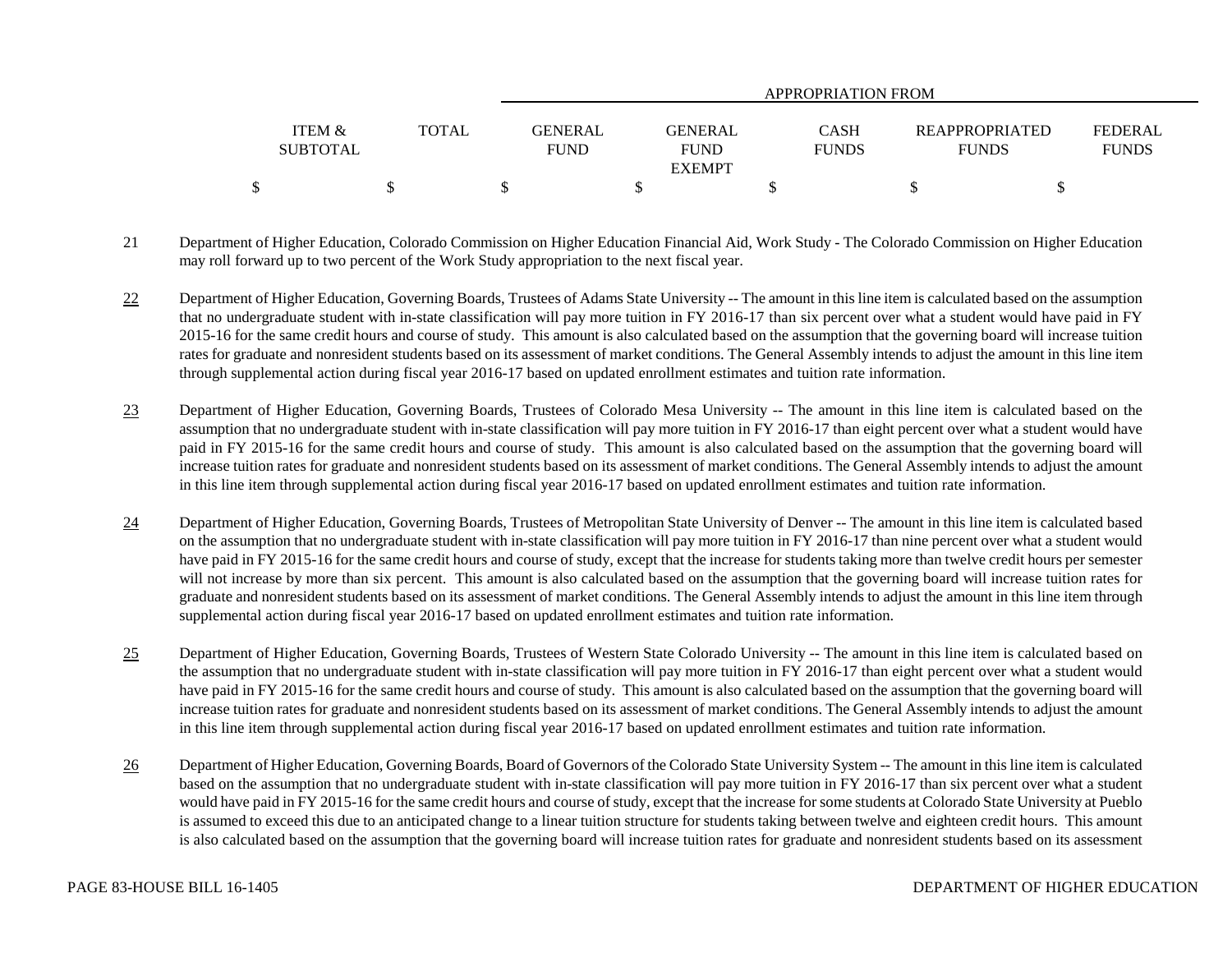| ITEM & SUBTOTAL | TOTAL | GENERAL FUND | GENERAL FUND EXEMPT | CASH FUNDS | REAPPROPRIATED FUNDS | FEDERAL FUNDS |
|---|---|---|---|---|---|---|
| | | APPROPRIATION FROM | | | | |
| $ | $ | $ | $ | $ | $ | $ |

21 Department of Higher Education, Colorado Commission on Higher Education Financial Aid, Work Study - The Colorado Commission on Higher Education may roll forward up to two percent of the Work Study appropriation to the next fiscal year.

22 Department of Higher Education, Governing Boards, Trustees of Adams State University -- The amount in this line item is calculated based on the assumption that no undergraduate student with in-state classification will pay more tuition in FY 2016-17 than six percent over what a student would have paid in FY 2015-16 for the same credit hours and course of study. This amount is also calculated based on the assumption that the governing board will increase tuition rates for graduate and nonresident students based on its assessment of market conditions. The General Assembly intends to adjust the amount in this line item through supplemental action during fiscal year 2016-17 based on updated enrollment estimates and tuition rate information.

23 Department of Higher Education, Governing Boards, Trustees of Colorado Mesa University -- The amount in this line item is calculated based on the assumption that no undergraduate student with in-state classification will pay more tuition in FY 2016-17 than eight percent over what a student would have paid in FY 2015-16 for the same credit hours and course of study. This amount is also calculated based on the assumption that the governing board will increase tuition rates for graduate and nonresident students based on its assessment of market conditions. The General Assembly intends to adjust the amount in this line item through supplemental action during fiscal year 2016-17 based on updated enrollment estimates and tuition rate information.

24 Department of Higher Education, Governing Boards, Trustees of Metropolitan State University of Denver -- The amount in this line item is calculated based on the assumption that no undergraduate student with in-state classification will pay more tuition in FY 2016-17 than nine percent over what a student would have paid in FY 2015-16 for the same credit hours and course of study, except that the increase for students taking more than twelve credit hours per semester will not increase by more than six percent. This amount is also calculated based on the assumption that the governing board will increase tuition rates for graduate and nonresident students based on its assessment of market conditions. The General Assembly intends to adjust the amount in this line item through supplemental action during fiscal year 2016-17 based on updated enrollment estimates and tuition rate information.

25 Department of Higher Education, Governing Boards, Trustees of Western State Colorado University -- The amount in this line item is calculated based on the assumption that no undergraduate student with in-state classification will pay more tuition in FY 2016-17 than eight percent over what a student would have paid in FY 2015-16 for the same credit hours and course of study. This amount is also calculated based on the assumption that the governing board will increase tuition rates for graduate and nonresident students based on its assessment of market conditions. The General Assembly intends to adjust the amount in this line item through supplemental action during fiscal year 2016-17 based on updated enrollment estimates and tuition rate information.

26 Department of Higher Education, Governing Boards, Board of Governors of the Colorado State University System -- The amount in this line item is calculated based on the assumption that no undergraduate student with in-state classification will pay more tuition in FY 2016-17 than six percent over what a student would have paid in FY 2015-16 for the same credit hours and course of study, except that the increase for some students at Colorado State University at Pueblo is assumed to exceed this due to an anticipated change to a linear tuition structure for students taking between twelve and eighteen credit hours. This amount is also calculated based on the assumption that the governing board will increase tuition rates for graduate and nonresident students based on its assessment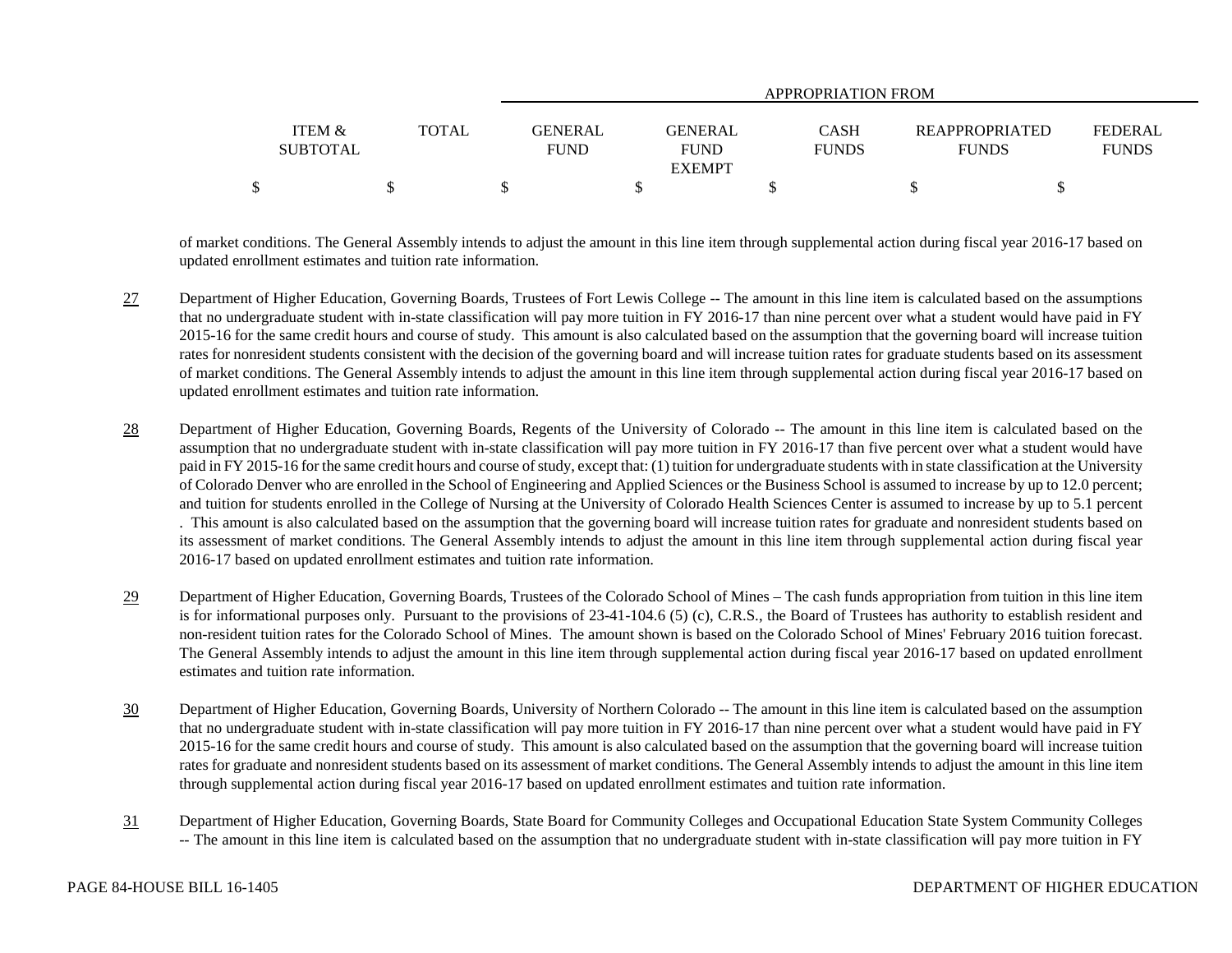| ITEM & SUBTOTAL | TOTAL | APPROPRIATION FROM GENERAL FUND | GENERAL FUND EXEMPT | CASH FUNDS | REAPPROPRIATED FUNDS | FEDERAL FUNDS |
|---|---|---|---|---|---|---|
| $ | $ | $ | $ | $ | $ | $ |

of market conditions. The General Assembly intends to adjust the amount in this line item through supplemental action during fiscal year 2016-17 based on updated enrollment estimates and tuition rate information.

27 Department of Higher Education, Governing Boards, Trustees of Fort Lewis College -- The amount in this line item is calculated based on the assumptions that no undergraduate student with in-state classification will pay more tuition in FY 2016-17 than nine percent over what a student would have paid in FY 2015-16 for the same credit hours and course of study. This amount is also calculated based on the assumption that the governing board will increase tuition rates for nonresident students consistent with the decision of the governing board and will increase tuition rates for graduate students based on its assessment of market conditions. The General Assembly intends to adjust the amount in this line item through supplemental action during fiscal year 2016-17 based on updated enrollment estimates and tuition rate information.

28 Department of Higher Education, Governing Boards, Regents of the University of Colorado -- The amount in this line item is calculated based on the assumption that no undergraduate student with in-state classification will pay more tuition in FY 2016-17 than five percent over what a student would have paid in FY 2015-16 for the same credit hours and course of study, except that: (1) tuition for undergraduate students with in state classification at the University of Colorado Denver who are enrolled in the School of Engineering and Applied Sciences or the Business School is assumed to increase by up to 12.0 percent; and tuition for students enrolled in the College of Nursing at the University of Colorado Health Sciences Center is assumed to increase by up to 5.1 percent . This amount is also calculated based on the assumption that the governing board will increase tuition rates for graduate and nonresident students based on its assessment of market conditions. The General Assembly intends to adjust the amount in this line item through supplemental action during fiscal year 2016-17 based on updated enrollment estimates and tuition rate information.

29 Department of Higher Education, Governing Boards, Trustees of the Colorado School of Mines – The cash funds appropriation from tuition in this line item is for informational purposes only. Pursuant to the provisions of 23-41-104.6 (5) (c), C.R.S., the Board of Trustees has authority to establish resident and non-resident tuition rates for the Colorado School of Mines. The amount shown is based on the Colorado School of Mines' February 2016 tuition forecast. The General Assembly intends to adjust the amount in this line item through supplemental action during fiscal year 2016-17 based on updated enrollment estimates and tuition rate information.

30 Department of Higher Education, Governing Boards, University of Northern Colorado -- The amount in this line item is calculated based on the assumption that no undergraduate student with in-state classification will pay more tuition in FY 2016-17 than nine percent over what a student would have paid in FY 2015-16 for the same credit hours and course of study. This amount is also calculated based on the assumption that the governing board will increase tuition rates for graduate and nonresident students based on its assessment of market conditions. The General Assembly intends to adjust the amount in this line item through supplemental action during fiscal year 2016-17 based on updated enrollment estimates and tuition rate information.

31 Department of Higher Education, Governing Boards, State Board for Community Colleges and Occupational Education State System Community Colleges -- The amount in this line item is calculated based on the assumption that no undergraduate student with in-state classification will pay more tuition in FY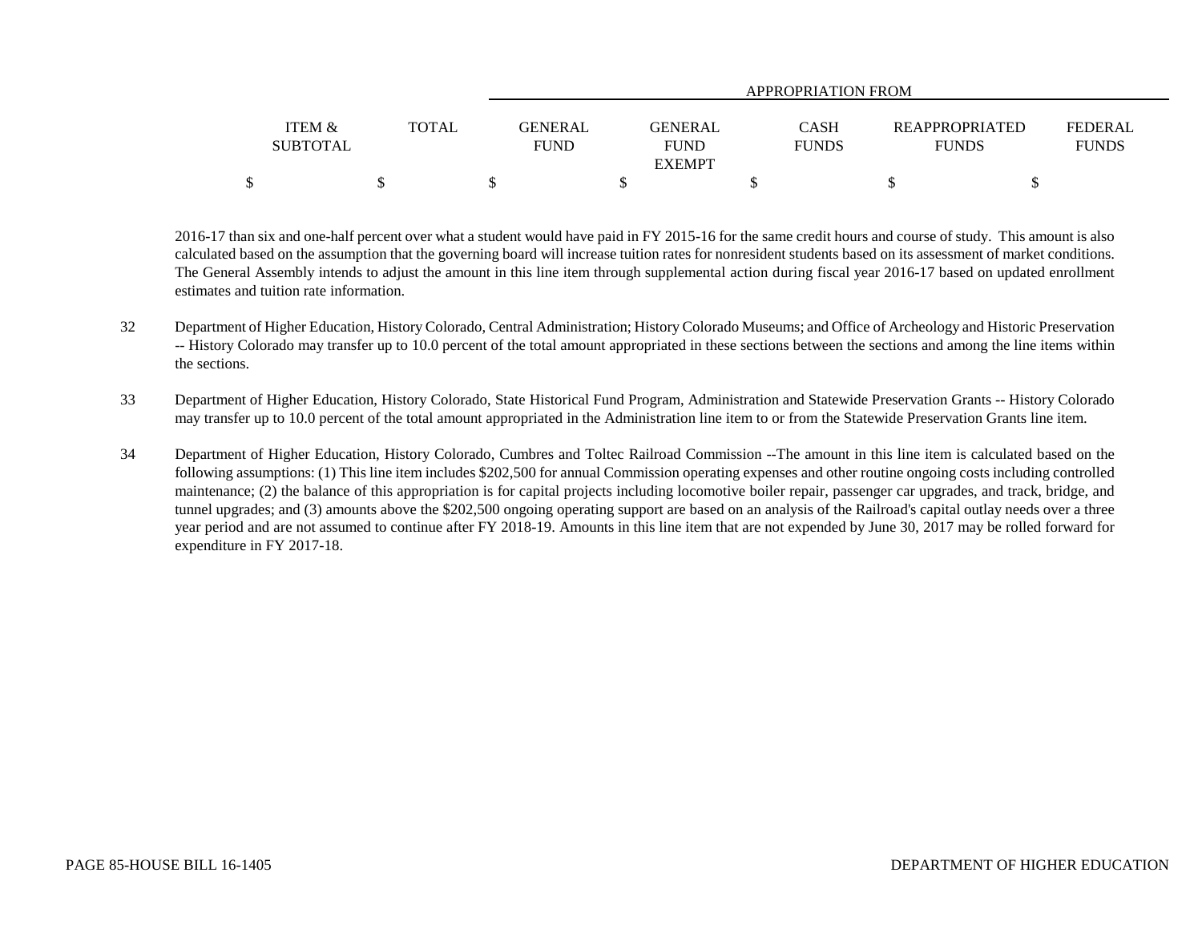| ITEM & SUBTOTAL | TOTAL | APPROPRIATION FROM GENERAL FUND | GENERAL FUND EXEMPT | CASH FUNDS | REAPPROPRIATED FUNDS | FEDERAL FUNDS |
|---|---|---|---|---|---|---|
| $ | $ | $ | $ | $ | $ | $ |

2016-17 than six and one-half percent over what a student would have paid in FY 2015-16 for the same credit hours and course of study. This amount is also calculated based on the assumption that the governing board will increase tuition rates for nonresident students based on its assessment of market conditions. The General Assembly intends to adjust the amount in this line item through supplemental action during fiscal year 2016-17 based on updated enrollment estimates and tuition rate information.

32 Department of Higher Education, History Colorado, Central Administration; History Colorado Museums; and Office of Archeology and Historic Preservation -- History Colorado may transfer up to 10.0 percent of the total amount appropriated in these sections between the sections and among the line items within the sections.

33 Department of Higher Education, History Colorado, State Historical Fund Program, Administration and Statewide Preservation Grants -- History Colorado may transfer up to 10.0 percent of the total amount appropriated in the Administration line item to or from the Statewide Preservation Grants line item.

34 Department of Higher Education, History Colorado, Cumbres and Toltec Railroad Commission --The amount in this line item is calculated based on the following assumptions: (1) This line item includes $202,500 for annual Commission operating expenses and other routine ongoing costs including controlled maintenance; (2) the balance of this appropriation is for capital projects including locomotive boiler repair, passenger car upgrades, and track, bridge, and tunnel upgrades; and (3) amounts above the $202,500 ongoing operating support are based on an analysis of the Railroad's capital outlay needs over a three year period and are not assumed to continue after FY 2018-19. Amounts in this line item that are not expended by June 30, 2017 may be rolled forward for expenditure in FY 2017-18.